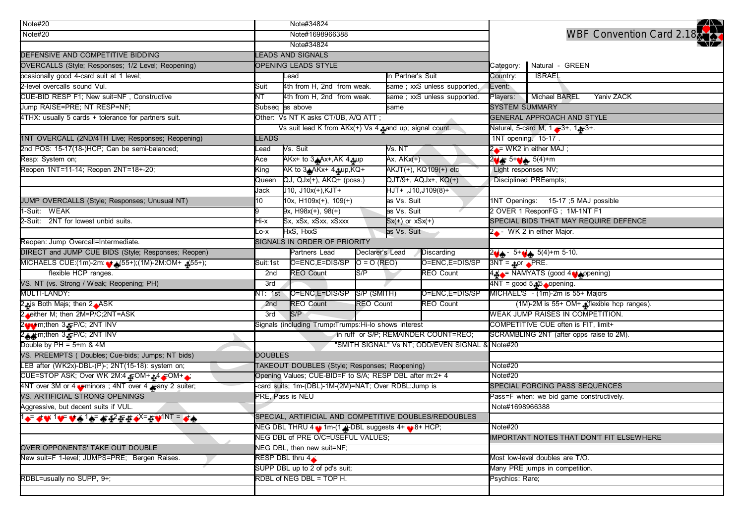# WBF Convention Card 2.18

| | |
|---|---|
| Category: | Natural - GREEN |
| Country: | ISRAEL |
| Event: | |
| Players: | Michael BAREL Yaniv ZACK |

## SYSTEM SUMMARY

### GENERAL APPROACH AND STYLE

Natural, 5-card M, 1♦=3+, 1♣=3+.

1NT opening. 15-17 .

2♦= WK2 in either MAJ ;

2♥/♠= 5+♥/♠ 5(4)+m

Light responses NV;

Disciplined PREempts;

1NT Openings: 15-17 ;5 MAJ possible

2 OVER 1 ResponFG ; 1M-1NT F1

### SPECIAL BIDS THAT MAY REQUIRE DEFENCE

2♦ - WK 2 in either Major.

2♥/♠ - 5+♥/♠ 5(4)+m 5-10.

3NT = ♣or ♦PRE.

4♣/♦= NAMYATS (good 4♥/♠opening)

4NT = good 5♣/5♦opening.

MICHAEL'S - (1m)-2m is 55+ Majors

(1M)-2M is 55+ OM+ ♣(flexible hcp ranges).

WEAK JUMP RAISES IN COMPETITION.

COMPETITIVE CUE often is FIT, limit+

SCRAMBLING 2NT (after opps raise to 2M).

Note#20

Note#20

Note#20

### SPECIAL FORCING PASS SEQUENCES

Pass=F when: we bid game constructively.

Note#1698966388

Note#20

### IMPORTANT NOTES THAT DON'T FIT ELSEWHERE

Most low-level doubles are T/O.

Many PRE jumps in competition.

Psychics: Rare;

---

Note#20

Note#20

## DEFENSIVE AND COMPETITIVE BIDDING

### OVERCALLS (Style; Responses; 1/2 Level; Reopening)

ocasionally good 4-card suit at 1 level;

2-level overcalls sound Vul.

CUE-BID RESP F1; New suit=NF , Constructive

Jump RAISE=PRE; NT RESP=NF;

4THX: usually 5 cards + tolerance for partners suit.

### 1NT OVERCALL (2ND/4TH Live; Responses; Reopening)

2nd POS: 15-17(18-)HCP; Can be semi-balanced;

Resp: System on;

Reopen 1NT=11-14; Reopen 2NT=18+-20;

### JUMP OVERCALLS (Style; Responses; Unusual NT)

1-Suit: WEAK

2-Suit: 2NT for lowest unbid suits.

Reopen: Jump Overcall=Intermediate.

### DIRECT and JUMP CUE BIDS (Style; Responses; Reopen)

MICHAELS CUE:(1m)-2m: ♥♠(55+);(1M)-2M:OM+ ♣(55+);

flexible HCP ranges.

### VS. NT (vs. Strong / Weak; Reopening; PH)

MULTI-LANDY:

2♣is Both Majs; then 2♦ASK

2♦either M; then 2M=P/C;2NT=ASK

2♥♥+m;then 3♣=P/C; 2NT INV

2♠♠+m;then 3♣=P/C; 2NT INV

Double by PH = 5+m & 4M

### VS. PREEMPTS ( Doubles; Cue-bids; Jumps; NT bids)

LEB after (WK2x)-DBL-(P)-; 2NT(15-18): system on;

CUE=STOP ASK; Over WK 2M:4♣=OM+♣;4♦=OM+♦;

4NT over 3M or 4♥=minors ; 4NT over 4♠=any 2 suiter;

### VS. ARTIFICIAL STRONG OPENINGS

Aggressive, but decent suits if VUL.

1♦= ♣+♥; 1♥= ♥+♠; 1♠= ♣+♦;2♣=♣+♦; X=♣+♥;1NT = ♦+♠

### OVER OPPONENTS' TAKE OUT DOUBLE

New suit=F 1-level; JUMPS=PRE; Bergen Raises.

RDBL=usually no SUPP, 9+;

---

Note#34824

Note#1698966388

Note#34824

## LEADS AND SIGNALS

### OPENING LEADS STYLE

| | Lead | In Partner's Suit |
|---|---|---|
| Suit | 4th from H, 2nd from weak. | same ; xxS unless supported. |
| NT | 4th from H, 2nd from weak. | same ; xxS unless supported. |
| Subseq | as above | same |

Other: Vs NT K asks CT/UB, A/Q ATT ;

Vs suit lead K from AKx(+) Vs 4♣and up; signal count.

### LEADS

| Lead | Vs. Suit | Vs. NT |
|---|---|---|
| Ace | AKx+ to 3♠Ax+,AK 4♣up | Ax, AKx(+) |
| King | AK to 3♠AKx+ 4♣up,KQ+ | AKJT(+), KQ109(+) etc |
| Queen | QJ, QJx(+), AKQ+ (poss.) | QJT/9+, AQJx+, KQ(+) |
| Jack | J10, J10x(+),KJT+ | HJT+ ,J10,J109(8)+ |
| 10 | 10x, H109x(+), 109(+) | as Vs. Suit |
| 9 | 9x, H98x(+), 98(+) | as Vs. Suit |
| Hi-x | Sx, xSx, xSxx, xSxxx | Sx(+) or xSx(+) |
| Lo-x | HxS, HxxS | as Vs. Suit |

### SIGNALS IN ORDER OF PRIORITY

| | | Partners Lead | Declarer's Lead | Discarding |
|---|---|---|---|---|
| Suit: | 1st | O=ENC,E=DIS/SP | O = O (REO) | O=ENC,E=DIS/SP |
| | 2nd | REO Count | S/P | REO Count |
| | 3rd | | | |
| NT: | 1st | O=ENC,E=DIS/SP | S/P (SMITH) | O=ENC,E=DIS/SP |
| | 2nd | REO Count | REO Count | REO Count |
| | 3rd | S/P | | |

Signals (including Trump:Trumps:Hi-lo shows interest

in ruff or S/P; REMAINDER COUNT=REO;

"SMITH SIGNAL" Vs NT; ODD/EVEN SIGNAL &

## DOUBLES

### TAKEOUT DOUBLES (Style; Responses; Reopening)

Opening Values; CUE-BID=F to S/A; RESP DBL after m:2+ 4

-card suits; 1m-(DBL)-1M-(2M)=NAT; Over RDBL:Jump is

PRE, Pass is NEU

### SPECIAL, ARTIFICIAL AND COMPETITIVE DOUBLES/REDOUBLES

NEG DBL THRU 4♥ 1m-(1♠)-DBL suggests 4+ ♥8+ HCP;

NEG DBL of PRE O/C=USEFUL VALUES;

NEG DBL, then new suit=NF;

RESP DBL thru 4♦;

SUPP DBL up to 2 of pd's suit;

RDBL of NEG DBL = TOP H.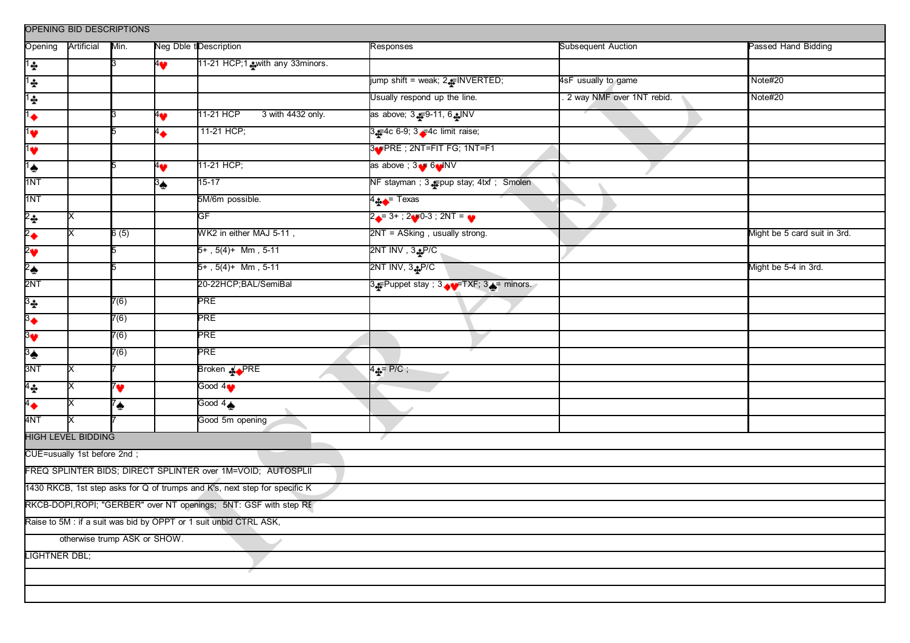| OPENING BID DESCRIPTIONS | | | | | | | |
|---|---|---|---|---|---|---|---|
| Opening | Artificial | Min. | Neg Dble t | Description | Responses | Subsequent Auction | Passed Hand Bidding |
| 1♣ | | 3 | 4♥ | 11-21 HCP;1♣with any 33minors. | | | |
| 1♣ | | | | | jump shift = weak; 2♣=INVERTED; | 4sF usually to game | Note#20 |
| 1♣ | | | | | Usually respond up the line. | . 2 way NMF over 1NT rebid. | Note#20 |
| 1♦ | | 3 | 4♥ | 11-21 HCP 3 with 4432 only. | as above; 3♣=9-11, 6♣INV | | |
| 1♥ | | 5 | 4♦ | 11-21 HCP; | 3♣=4c 6-9; 3♦=4c limit raise; | | |
| 1♥ | | | | | 3♥=PRE ; 2NT=FIT FG; 1NT=F1 | | |
| 1♠ | | 5 | 4♥ | 11-21 HCP; | as above ; 3♥= 6♥INV | | |
| 1NT | | | 3♠ | 15-17 | NF stayman ; 3♣=pup stay; 4txf ; Smolen | | |
| 1NT | | | | 5M/6m possible. | 4♣♦= Texas | | |
| 2♣ | X | | | GF | 2♦= 3+ ; 2♥=0-3 ; 2NT = ♥ | | |
| 2♦ | X | 6 (5) | | WK2 in either MAJ 5-11 , | 2NT = ASking , usually strong. | | Might be 5 card suit in 3rd. |
| 2♥ | | 5 | | 5+ , 5(4)+ Mm , 5-11 | 2NT INV , 3♣P/C | | |
| 2♠ | | 5 | | 5+ , 5(4)+ Mm , 5-11 | 2NT INV, 3♣P/C | | Might be 5-4 in 3rd. |
| 2NT | | | | 20-22HCP;BAL/SemiBal | 3♣=Puppet stay ; 3♦♥=TXF; 3♠= minors. | | |
| 3♣ | | 7(6) | | PRE | | | |
| 3♦ | | 7(6) | | PRE | | | |
| 3♥ | | 7(6) | | PRE | | | |
| 3♠ | | 7(6) | | PRE | | | |
| 3NT | X | 7 | | Broken ♣♦PRE | 4♣= P/C ; | | |
| 4♣ | X | 7♥ | | Good 4♥ | | | |
| 4♦ | X | 7♠ | | Good 4♠ | | | |
| 4NT | X | 7 | | Good 5m opening | | | |

**HIGH LEVEL BIDDING**

CUE=usually 1st before 2nd ;

FREQ SPLINTER BIDS; DIRECT SPLINTER over 1M=VOID; AUTOSPLI

1430 RKCB, 1st step asks for Q of trumps and K's, next step for specific K

RKCB-DOPI,ROPI; "GERBER" over NT openings; 5NT: GSF with step RE

Raise to 5M : if a suit was bid by OPPT or 1 suit unbid CTRL ASK,

otherwise trump ASK or SHOW.

LIGHTNER DBL;